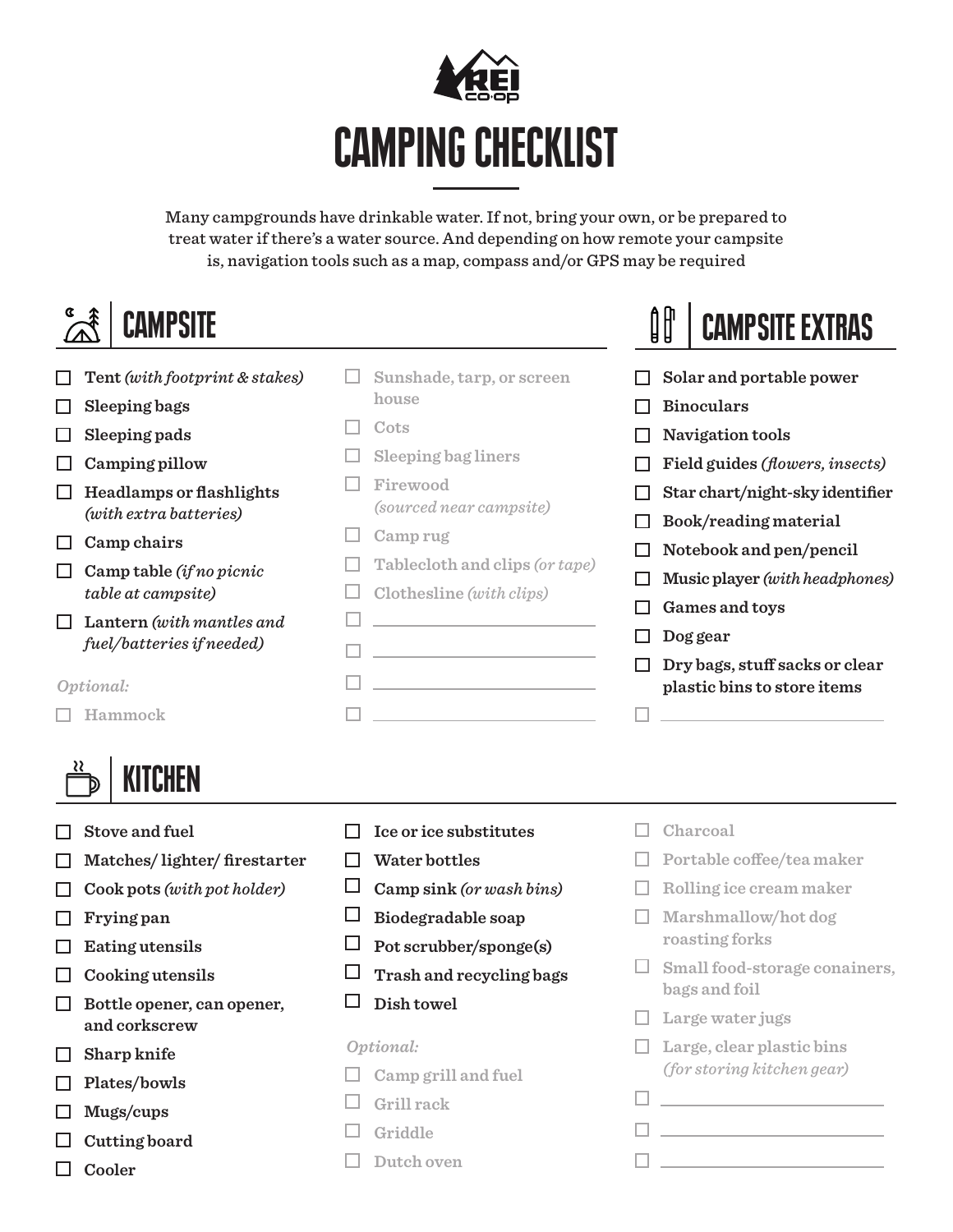# CAMPING CHECKLIST

Many campgrounds have drinkable water. If not, bring your own, or be prepared to treat water if there's a water source. And depending on how remote your campsite is, navigation tools such as a map, compass and/or GPS may be required

## CAMPSITE

- [ ] **Tent** *(with footprint & stakes)*
- [ ] **Sleeping bags**
- [ ] **Sleeping pads**
- [ ] **Camping pillow**
- [ ] **Headlamps or flashlights** *(with extra batteries)*
- [ ] **Camp chairs**
- [ ] **Camp table** *(if no picnic table at campsite)*
- [ ] **Lantern** *(with mantles and fuel/batteries if needed)*

*Optional:*

- [ ] Hammock
- [ ] Sunshade, tarp, or screen house
- [ ] Cots
- [ ] Sleeping bag liners
- [ ] Firewood *(sourced near campsite)*
- [ ] Camp rug
- [ ] Tablecloth and clips *(or tape)*
- [ ] Clothesline *(with clips)*
- [ ] ______________________
- [ ] ______________________
- [ ] ______________________
- [ ] ______________________

## CAMPSITE EXTRAS

- [ ] **Solar and portable power**
- [ ] **Binoculars**
- [ ] **Navigation tools**
- [ ] **Field guides** *(flowers, insects)*
- [ ] **Star chart/night-sky identifier**
- [ ] **Book/reading material**
- [ ] **Notebook and pen/pencil**
- [ ] **Music player** *(with headphones)*
- [ ] **Games and toys**
- [ ] **Dog gear**
- [ ] **Dry bags, stuff sacks or clear plastic bins to store items**
- [ ] ______________________

## KITCHEN

- [ ] **Stove and fuel**
- [ ] **Matches/ lighter/ firestarter**
- [ ] **Cook pots** *(with pot holder)*
- [ ] **Frying pan**
- [ ] **Eating utensils**
- [ ] **Cooking utensils**
- [ ] **Bottle opener, can opener, and corkscrew**
- [ ] **Sharp knife**
- [ ] **Plates/bowls**
- [ ] **Mugs/cups**
- [ ] **Cutting board**
- [ ] **Cooler**
- [ ] **Ice or ice substitutes**
- [ ] **Water bottles**
- [ ] **Camp sink** *(or wash bins)*
- [ ] **Biodegradable soap**
- [ ] **Pot scrubber/sponge(s)**
- [ ] **Trash and recycling bags**
- [ ] **Dish towel**

*Optional:*

- [ ] Camp grill and fuel
- [ ] Grill rack
- [ ] Griddle
- [ ] Dutch oven
- [ ] Charcoal
- [ ] Portable coffee/tea maker
- [ ] Rolling ice cream maker
- [ ] Marshmallow/hot dog roasting forks
- [ ] Small food-storage conainers, bags and foil
- [ ] Large water jugs
- [ ] Large, clear plastic bins *(for storing kitchen gear)*
- [ ] ______________________
- [ ] ______________________
- [ ] ______________________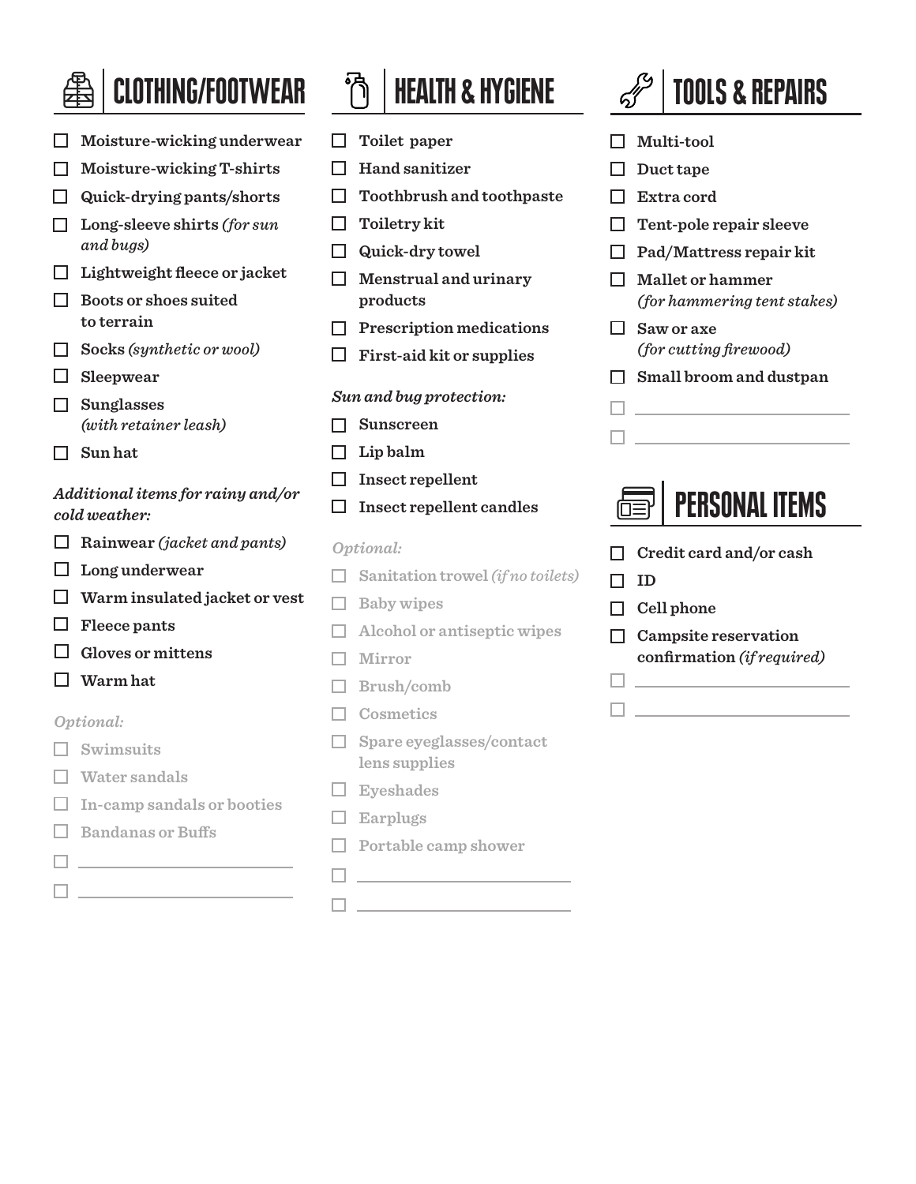## CLOTHING/FOOTWEAR

- [ ] Moisture-wicking underwear
- [ ] Moisture-wicking T-shirts
- [ ] Quick-drying pants/shorts
- [ ] Long-sleeve shirts *(for sun and bugs)*
- [ ] Lightweight fleece or jacket
- [ ] Boots or shoes suited to terrain
- [ ] Socks *(synthetic or wool)*
- [ ] Sleepwear
- [ ] Sunglasses *(with retainer leash)*
- [ ] Sun hat

*Additional items for rainy and/or cold weather:*

- [ ] Rainwear *(jacket and pants)*
- [ ] Long underwear
- [ ] Warm insulated jacket or vest
- [ ] Fleece pants
- [ ] Gloves or mittens
- [ ] Warm hat

*Optional:*

- [ ] Swimsuits
- [ ] Water sandals
- [ ] In-camp sandals or booties
- [ ] Bandanas or Buffs
- [ ] ____________________
- [ ] ____________________

## HEALTH & HYGIENE

- [ ] Toilet paper
- [ ] Hand sanitizer
- [ ] Toothbrush and toothpaste
- [ ] Toiletry kit
- [ ] Quick-dry towel
- [ ] Menstrual and urinary products
- [ ] Prescription medications
- [ ] First-aid kit or supplies

*Sun and bug protection:*

- [ ] Sunscreen
- [ ] Lip balm
- [ ] Insect repellent
- [ ] Insect repellent candles

*Optional:*

- [ ] Sanitation trowel *(if no toilets)*
- [ ] Baby wipes
- [ ] Alcohol or antiseptic wipes
- [ ] Mirror
- [ ] Brush/comb
- [ ] Cosmetics
- [ ] Spare eyeglasses/contact lens supplies
- [ ] Eyeshades
- [ ] Earplugs
- [ ] Portable camp shower
- [ ] ____________________
- [ ] ____________________

## TOOLS & REPAIRS

- [ ] Multi-tool
- [ ] Duct tape
- [ ] Extra cord
- [ ] Tent-pole repair sleeve
- [ ] Pad/Mattress repair kit
- [ ] Mallet or hammer *(for hammering tent stakes)*
- [ ] Saw or axe *(for cutting firewood)*
- [ ] Small broom and dustpan
- [ ] ____________________
- [ ] ____________________

## PERSONAL ITEMS

- [ ] Credit card and/or cash
- [ ] ID
- [ ] Cell phone
- [ ] Campsite reservation confirmation *(if required)*
- [ ] ____________________
- [ ] ____________________